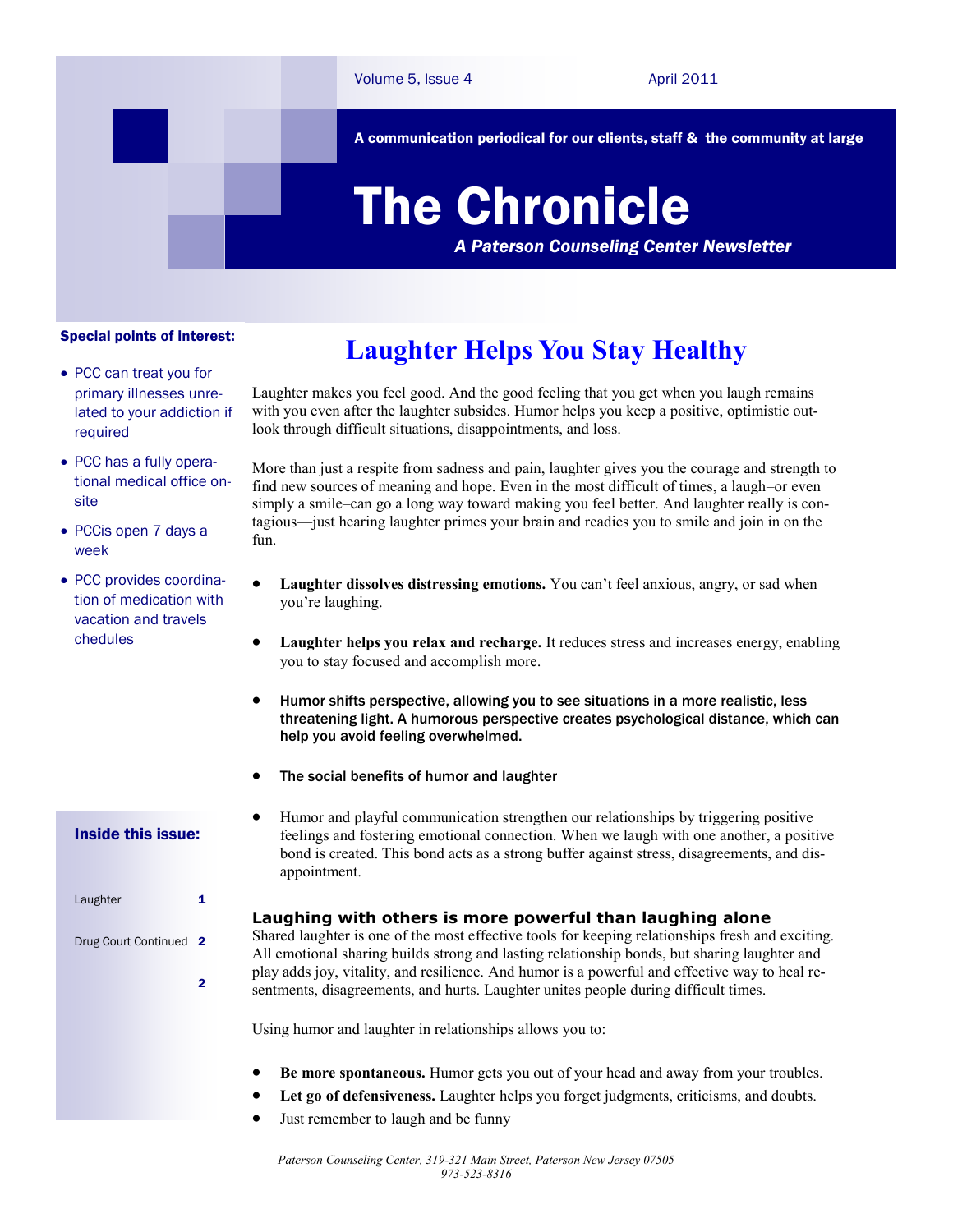# The Chronicle

A communication periodical for our clients, staff & the community at large

***A Paterson Counseling Center Newsletter***

Volume 5, Issue 4 April 2011

**Special points of interest:**

- PCC can treat you for primary illnesses unrelated to your addiction if required
- PCC has a fully operational medical office onsite
- PCCis open 7 days a week
- PCC provides coordination of medication with vacation and travels chedules

**Inside this issue:**

| | |
|---|---|
| Laughter | 1 |
| Drug Court Continued | 2 |
| | 2 |

## Laughter Helps You Stay Healthy

Laughter makes you feel good. And the good feeling that you get when you laugh remains with you even after the laughter subsides. Humor helps you keep a positive, optimistic outlook through difficult situations, disappointments, and loss.

More than just a respite from sadness and pain, laughter gives you the courage and strength to find new sources of meaning and hope. Even in the most difficult of times, a laugh–or even simply a smile–can go a long way toward making you feel better. And laughter really is contagious—just hearing laughter primes your brain and readies you to smile and join in on the fun.

- **Laughter dissolves distressing emotions.** You can't feel anxious, angry, or sad when you're laughing.
- **Laughter helps you relax and recharge.** It reduces stress and increases energy, enabling you to stay focused and accomplish more.
- Humor shifts perspective, allowing you to see situations in a more realistic, less threatening light. A humorous perspective creates psychological distance, which can help you avoid feeling overwhelmed.
- The social benefits of humor and laughter
- Humor and playful communication strengthen our relationships by triggering positive feelings and fostering emotional connection. When we laugh with one another, a positive bond is created. This bond acts as a strong buffer against stress, disagreements, and disappointment.

### Laughing with others is more powerful than laughing alone

Shared laughter is one of the most effective tools for keeping relationships fresh and exciting. All emotional sharing builds strong and lasting relationship bonds, but sharing laughter and play adds joy, vitality, and resilience. And humor is a powerful and effective way to heal resentments, disagreements, and hurts. Laughter unites people during difficult times.

Using humor and laughter in relationships allows you to:

- **Be more spontaneous.** Humor gets you out of your head and away from your troubles.
- **Let go of defensiveness.** Laughter helps you forget judgments, criticisms, and doubts.
- Just remember to laugh and be funny

*Paterson Counseling Center, 319-321 Main Street, Paterson New Jersey 07505*
*973-523-8316*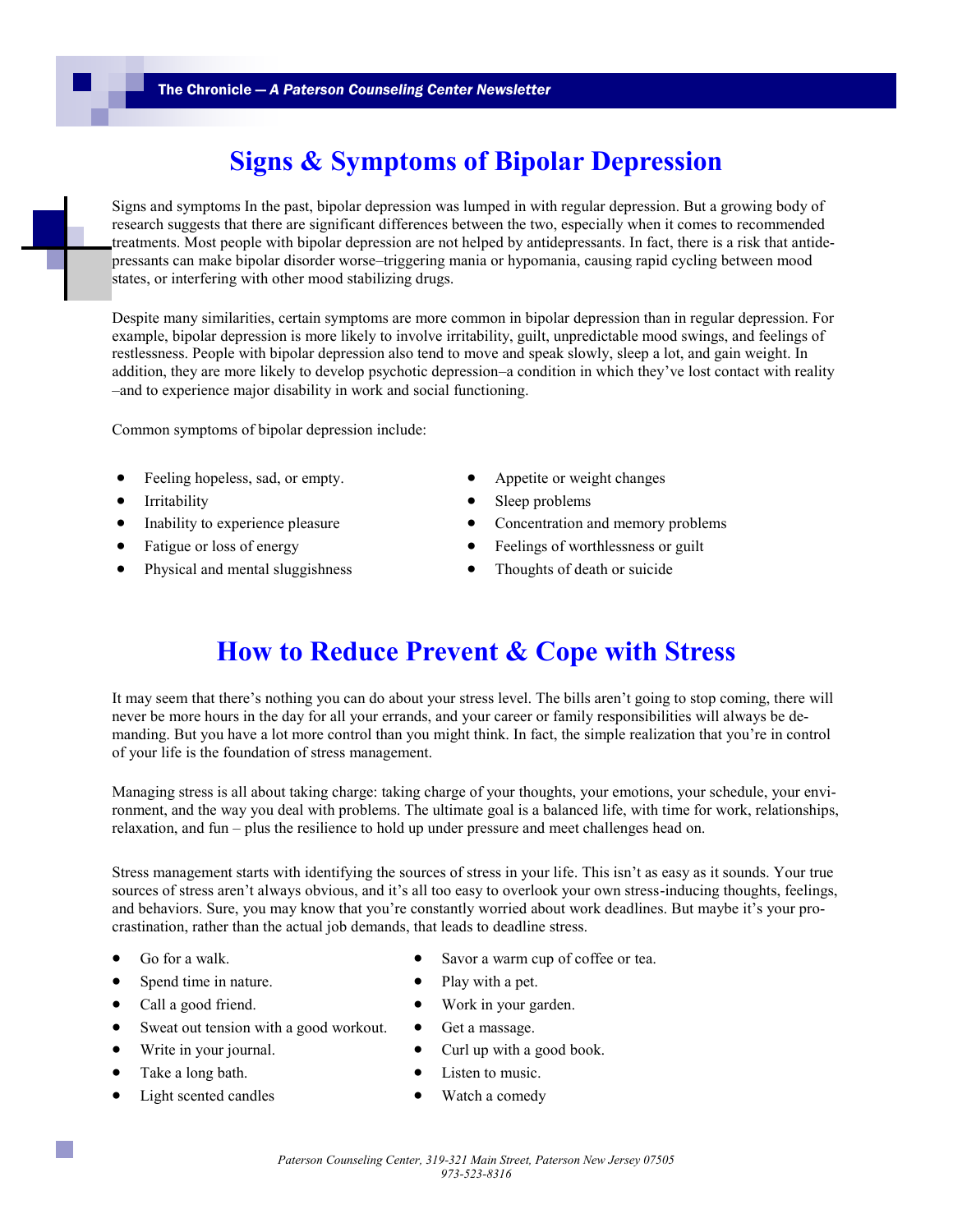## Signs & Symptoms of Bipolar Depression

Signs and symptoms In the past, bipolar depression was lumped in with regular depression. But a growing body of research suggests that there are significant differences between the two, especially when it comes to recommended treatments. Most people with bipolar depression are not helped by antidepressants. In fact, there is a risk that antidepressants can make bipolar disorder worse–triggering mania or hypomania, causing rapid cycling between mood states, or interfering with other mood stabilizing drugs.

Despite many similarities, certain symptoms are more common in bipolar depression than in regular depression. For example, bipolar depression is more likely to involve irritability, guilt, unpredictable mood swings, and feelings of restlessness. People with bipolar depression also tend to move and speak slowly, sleep a lot, and gain weight. In addition, they are more likely to develop psychotic depression–a condition in which they've lost contact with reality –and to experience major disability in work and social functioning.

Common symptoms of bipolar depression include:

- Feeling hopeless, sad, or empty.
- Irritability
- Inability to experience pleasure
- Fatigue or loss of energy
- Physical and mental sluggishness
- Appetite or weight changes
- Sleep problems
- Concentration and memory problems
- Feelings of worthlessness or guilt
- Thoughts of death or suicide

## How to Reduce Prevent & Cope with Stress

It may seem that there's nothing you can do about your stress level. The bills aren't going to stop coming, there will never be more hours in the day for all your errands, and your career or family responsibilities will always be demanding. But you have a lot more control than you might think. In fact, the simple realization that you're in control of your life is the foundation of stress management.

Managing stress is all about taking charge: taking charge of your thoughts, your emotions, your schedule, your environment, and the way you deal with problems. The ultimate goal is a balanced life, with time for work, relationships, relaxation, and fun – plus the resilience to hold up under pressure and meet challenges head on.

Stress management starts with identifying the sources of stress in your life. This isn't as easy as it sounds. Your true sources of stress aren't always obvious, and it's all too easy to overlook your own stress-inducing thoughts, feelings, and behaviors. Sure, you may know that you're constantly worried about work deadlines. But maybe it's your procrastination, rather than the actual job demands, that leads to deadline stress.

- Go for a walk.
- Spend time in nature.
- Call a good friend.
- Sweat out tension with a good workout.
- Write in your journal.
- Take a long bath.
- Light scented candles
- Savor a warm cup of coffee or tea.
- Play with a pet.
- Work in your garden.
- Get a massage.
- Curl up with a good book.
- Listen to music.
- Watch a comedy

*Paterson Counseling Center, 319-321 Main Street, Paterson New Jersey 07505*
*973-523-8316*